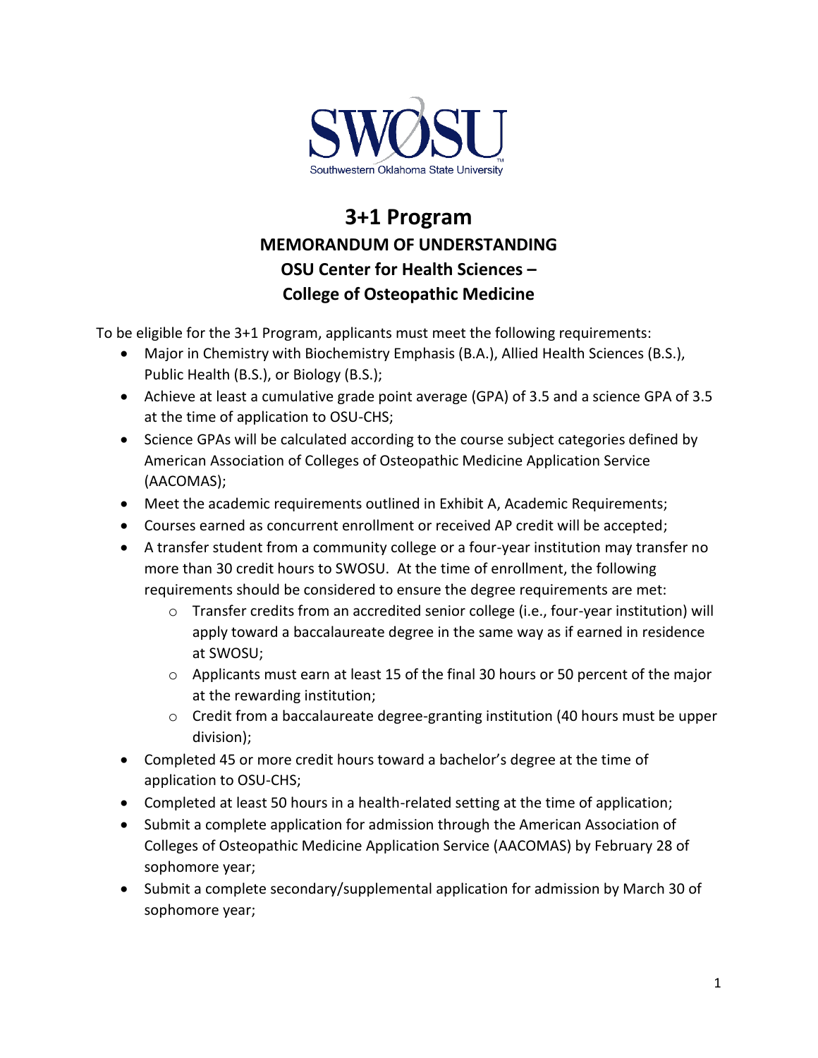SWOSU

Southwestern Oklahoma State University

# 3+1 Program

## MEMORANDUM OF UNDERSTANDING

## OSU Center for Health Sciences – College of Osteopathic Medicine

To be eligible for the 3+1 Program, applicants must meet the following requirements:

- Major in Chemistry with Biochemistry Emphasis (B.A.), Allied Health Sciences (B.S.), Public Health (B.S.), or Biology (B.S.);
- Achieve at least a cumulative grade point average (GPA) of 3.5 and a science GPA of 3.5 at the time of application to OSU-CHS;
- Science GPAs will be calculated according to the course subject categories defined by American Association of Colleges of Osteopathic Medicine Application Service (AACOMAS);
- Meet the academic requirements outlined in Exhibit A, Academic Requirements;
- Courses earned as concurrent enrollment or received AP credit will be accepted;
- A transfer student from a community college or a four-year institution may transfer no more than 30 credit hours to SWOSU. At the time of enrollment, the following requirements should be considered to ensure the degree requirements are met:
  - Transfer credits from an accredited senior college (i.e., four-year institution) will apply toward a baccalaureate degree in the same way as if earned in residence at SWOSU;
  - Applicants must earn at least 15 of the final 30 hours or 50 percent of the major at the rewarding institution;
  - Credit from a baccalaureate degree-granting institution (40 hours must be upper division);
- Completed 45 or more credit hours toward a bachelor's degree at the time of application to OSU-CHS;
- Completed at least 50 hours in a health-related setting at the time of application;
- Submit a complete application for admission through the American Association of Colleges of Osteopathic Medicine Application Service (AACOMAS) by February 28 of sophomore year;
- Submit a complete secondary/supplemental application for admission by March 30 of sophomore year;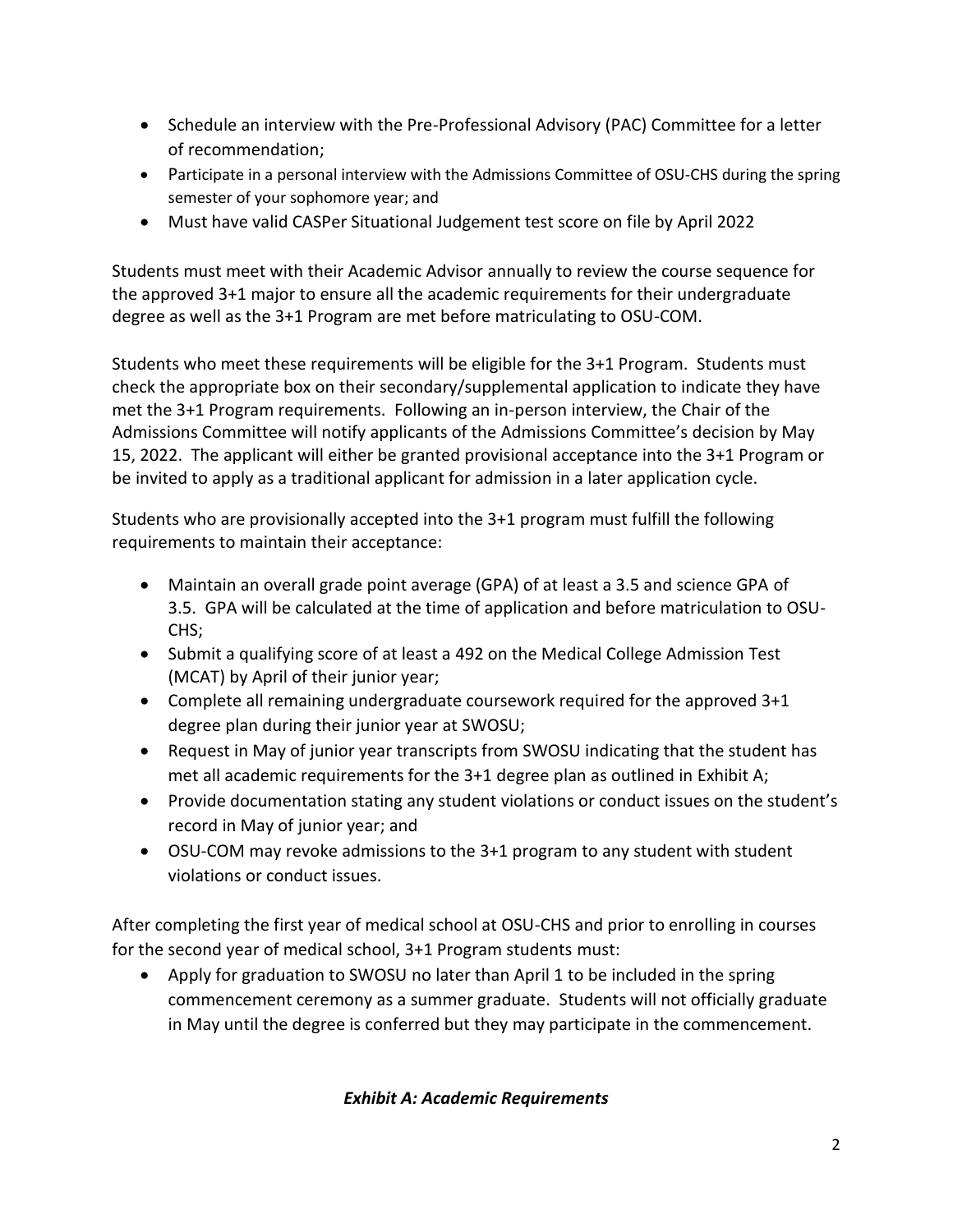- Schedule an interview with the Pre-Professional Advisory (PAC) Committee for a letter of recommendation;
- Participate in a personal interview with the Admissions Committee of OSU-CHS during the spring semester of your sophomore year; and
- Must have valid CASPer Situational Judgement test score on file by April 2022

Students must meet with their Academic Advisor annually to review the course sequence for the approved 3+1 major to ensure all the academic requirements for their undergraduate degree as well as the 3+1 Program are met before matriculating to OSU-COM.

Students who meet these requirements will be eligible for the 3+1 Program. Students must check the appropriate box on their secondary/supplemental application to indicate they have met the 3+1 Program requirements. Following an in-person interview, the Chair of the Admissions Committee will notify applicants of the Admissions Committee's decision by May 15, 2022. The applicant will either be granted provisional acceptance into the 3+1 Program or be invited to apply as a traditional applicant for admission in a later application cycle.

Students who are provisionally accepted into the 3+1 program must fulfill the following requirements to maintain their acceptance:

- Maintain an overall grade point average (GPA) of at least a 3.5 and science GPA of 3.5. GPA will be calculated at the time of application and before matriculation to OSU-CHS;
- Submit a qualifying score of at least a 492 on the Medical College Admission Test (MCAT) by April of their junior year;
- Complete all remaining undergraduate coursework required for the approved 3+1 degree plan during their junior year at SWOSU;
- Request in May of junior year transcripts from SWOSU indicating that the student has met all academic requirements for the 3+1 degree plan as outlined in Exhibit A;
- Provide documentation stating any student violations or conduct issues on the student's record in May of junior year; and
- OSU-COM may revoke admissions to the 3+1 program to any student with student violations or conduct issues.

After completing the first year of medical school at OSU-CHS and prior to enrolling in courses for the second year of medical school, 3+1 Program students must:

- Apply for graduation to SWOSU no later than April 1 to be included in the spring commencement ceremony as a summer graduate. Students will not officially graduate in May until the degree is conferred but they may participate in the commencement.

***Exhibit A: Academic Requirements***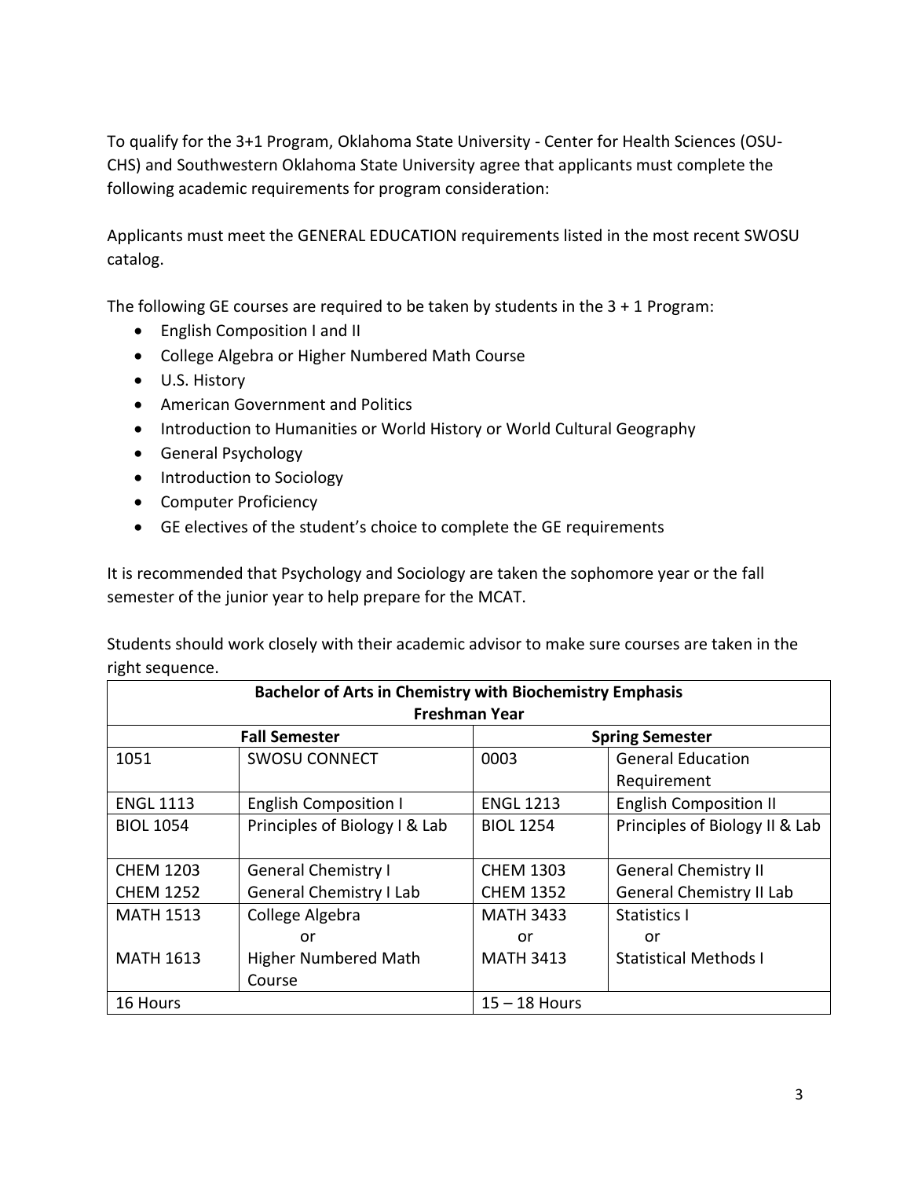To qualify for the 3+1 Program, Oklahoma State University - Center for Health Sciences (OSU-CHS) and Southwestern Oklahoma State University agree that applicants must complete the following academic requirements for program consideration:

Applicants must meet the GENERAL EDUCATION requirements listed in the most recent SWOSU catalog.

The following GE courses are required to be taken by students in the 3 + 1 Program:

- English Composition I and II
- College Algebra or Higher Numbered Math Course
- U.S. History
- American Government and Politics
- Introduction to Humanities or World History or World Cultural Geography
- General Psychology
- Introduction to Sociology
- Computer Proficiency
- GE electives of the student's choice to complete the GE requirements

It is recommended that Psychology and Sociology are taken the sophomore year or the fall semester of the junior year to help prepare for the MCAT.

Students should work closely with their academic advisor to make sure courses are taken in the right sequence.

| **Bachelor of Arts in Chemistry with Biochemistry Emphasis Freshman Year** | | | |
|---|---|---|---|
| **Fall Semester** | | **Spring Semester** | |
| 1051 | SWOSU CONNECT | 0003 | General Education Requirement |
| ENGL 1113 | English Composition I | ENGL 1213 | English Composition II |
| BIOL 1054 | Principles of Biology I & Lab | BIOL 1254 | Principles of Biology II & Lab |
| CHEM 1203<br>CHEM 1252 | General Chemistry I<br>General Chemistry I Lab | CHEM 1303<br>CHEM 1352 | General Chemistry II<br>General Chemistry II Lab |
| MATH 1513<br>or<br>MATH 1613 | College Algebra<br>or<br>Higher Numbered Math Course | MATH 3433<br>or<br>MATH 3413 | Statistics I<br>or<br>Statistical Methods I |
| 16 Hours | | 15 – 18 Hours | |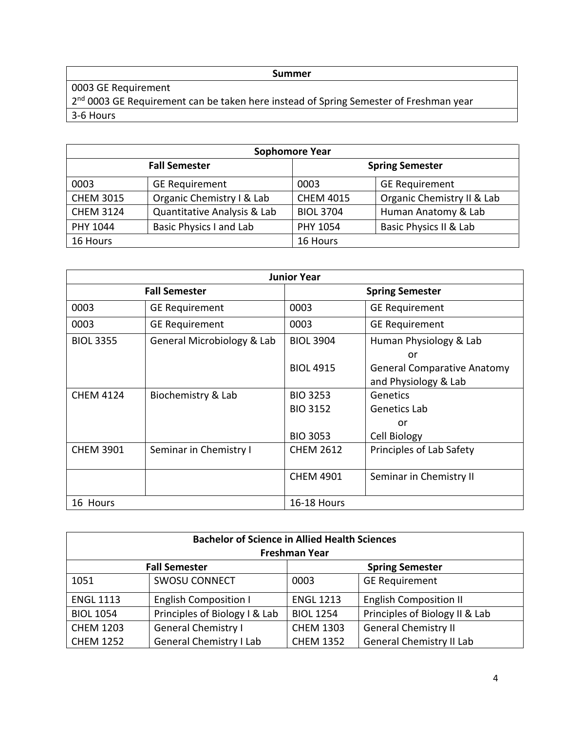| Summer |
| --- |
| 0003 GE Requirement |
| 2nd 0003 GE Requirement can be taken here instead of Spring Semester of Freshman year |
| 3-6 Hours |

| Sophomore Year | | | |
| --- | --- | --- | --- |
| **Fall Semester** | | **Spring Semester** | |
| 0003 | GE Requirement | 0003 | GE Requirement |
| CHEM 3015 | Organic Chemistry I & Lab | CHEM 4015 | Organic Chemistry II & Lab |
| CHEM 3124 | Quantitative Analysis & Lab | BIOL 3704 | Human Anatomy & Lab |
| PHY 1044 | Basic Physics I and Lab | PHY 1054 | Basic Physics II & Lab |
| 16 Hours | | 16 Hours | |

| Junior Year | | | |
| --- | --- | --- | --- |
| **Fall Semester** | | **Spring Semester** | |
| 0003 | GE Requirement | 0003 | GE Requirement |
| 0003 | GE Requirement | 0003 | GE Requirement |
| BIOL 3355 | General Microbiology & Lab | BIOL 3904<br><br>BIOL 4915 | Human Physiology & Lab<br>or<br>General Comparative Anatomy and Physiology & Lab |
| CHEM 4124 | Biochemistry & Lab | BIO 3253<br>BIO 3152<br><br>BIO 3053 | Genetics<br>Genetics Lab<br>or<br>Cell Biology |
| CHEM 3901 | Seminar in Chemistry I | CHEM 2612 | Principles of Lab Safety |
| | | CHEM 4901 | Seminar in Chemistry II |
| 16 Hours | | 16-18 Hours | |

| Bachelor of Science in Allied Health Sciences<br>Freshman Year | | | |
| --- | --- | --- | --- |
| **Fall Semester** | | **Spring Semester** | |
| 1051 | SWOSU CONNECT | 0003 | GE Requirement |
| ENGL 1113 | English Composition I | ENGL 1213 | English Composition II |
| BIOL 1054 | Principles of Biology I & Lab | BIOL 1254 | Principles of Biology II & Lab |
| CHEM 1203<br>CHEM 1252 | General Chemistry I<br>General Chemistry I Lab | CHEM 1303<br>CHEM 1352 | General Chemistry II<br>General Chemistry II Lab |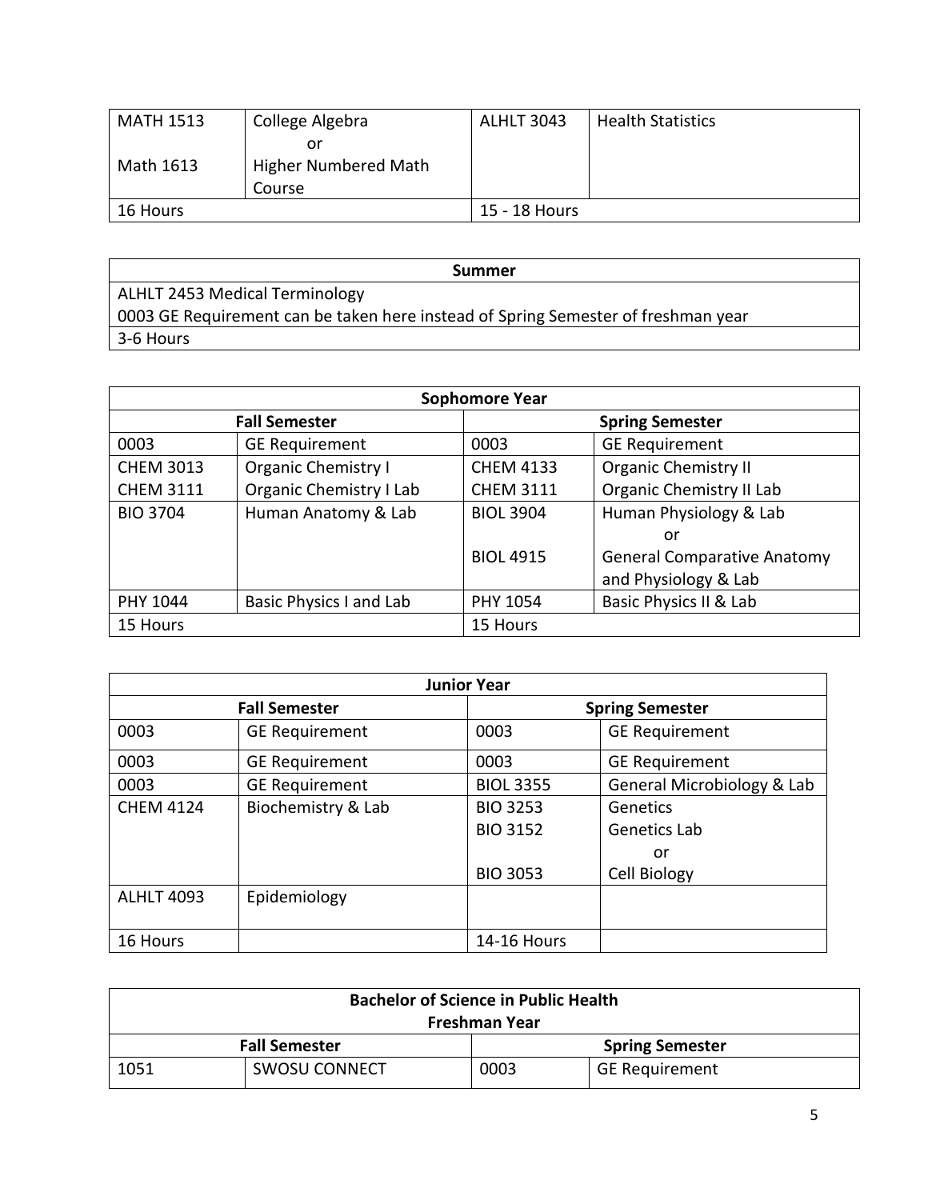| MATH 1513<br><br>Math 1613 | College Algebra<br>or<br>Higher Numbered Math Course | ALHLT 3043 | Health Statistics |
| --- | --- | --- | --- |
| 16 Hours | | 15 - 18 Hours | |

| Summer |
| --- |
| ALHLT 2453 Medical Terminology<br>0003 GE Requirement can be taken here instead of Spring Semester of freshman year |
| 3-6 Hours |

| Sophomore Year | | | |
| --- | --- | --- | --- |
| Fall Semester | | Spring Semester | |
| 0003 | GE Requirement | 0003 | GE Requirement |
| CHEM 3013<br>CHEM 3111 | Organic Chemistry I<br>Organic Chemistry I Lab | CHEM 4133<br>CHEM 3111 | Organic Chemistry II<br>Organic Chemistry II Lab |
| BIO 3704 | Human Anatomy & Lab | BIOL 3904<br><br>BIOL 4915 | Human Physiology & Lab<br>or<br>General Comparative Anatomy and Physiology & Lab |
| PHY 1044 | Basic Physics I and Lab | PHY 1054 | Basic Physics II & Lab |
| 15 Hours | | 15 Hours | |

| Junior Year | | | |
| --- | --- | --- | --- |
| Fall Semester | | Spring Semester | |
| 0003 | GE Requirement | 0003 | GE Requirement |
| 0003 | GE Requirement | 0003 | GE Requirement |
| 0003 | GE Requirement | BIOL 3355 | General Microbiology & Lab |
| CHEM 4124 | Biochemistry & Lab | BIO 3253<br>BIO 3152<br><br>BIO 3053 | Genetics<br>Genetics Lab<br>or<br>Cell Biology |
| ALHLT 4093 | Epidemiology | | |
| 16 Hours | | 14-16 Hours | |

| Bachelor of Science in Public Health<br>Freshman Year | | | |
| --- | --- | --- | --- |
| Fall Semester | | Spring Semester | |
| 1051 | SWOSU CONNECT | 0003 | GE Requirement |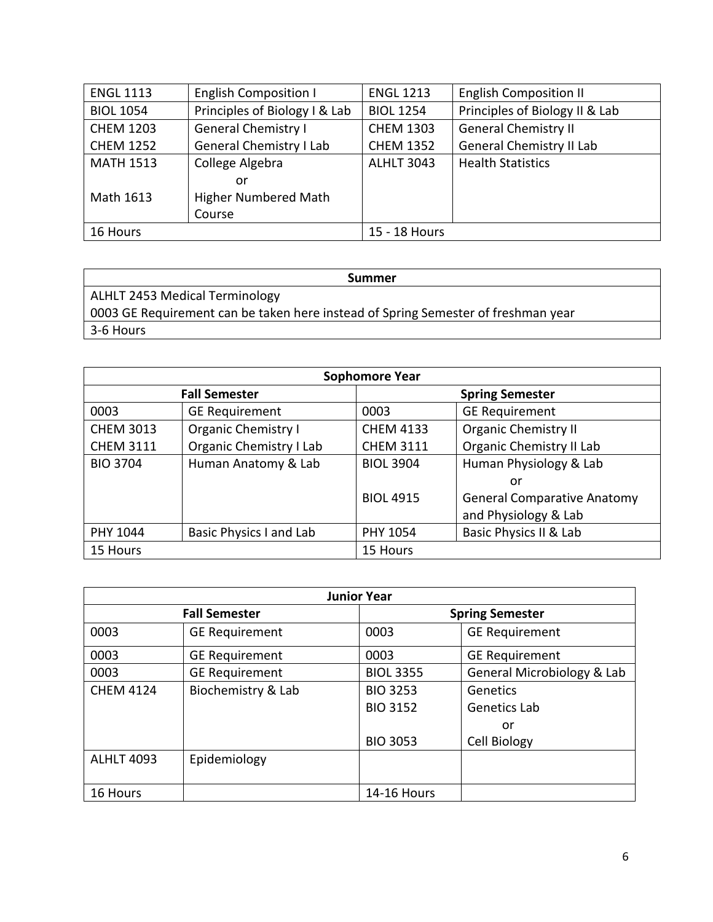| ENGL 1113 | English Composition I | ENGL 1213 | English Composition II |
|---|---|---|---|
| BIOL 1054 | Principles of Biology I & Lab | BIOL 1254 | Principles of Biology II & Lab |
| CHEM 1203<br>CHEM 1252 | General Chemistry I<br>General Chemistry I Lab | CHEM 1303<br>CHEM 1352 | General Chemistry II<br>General Chemistry II Lab |
| MATH 1513<br><br>Math 1613 | College Algebra<br>or<br>Higher Numbered Math Course | ALHLT 3043 | Health Statistics |
| 16 Hours | | 15 - 18 Hours | |

| Summer |
|---|
| ALHLT 2453 Medical Terminology<br>0003 GE Requirement can be taken here instead of Spring Semester of freshman year |
| 3-6 Hours |

| Sophomore Year | | | |
|---|---|---|---|
| **Fall Semester** | | **Spring Semester** | |
| 0003 | GE Requirement | 0003 | GE Requirement |
| CHEM 3013<br>CHEM 3111 | Organic Chemistry I<br>Organic Chemistry I Lab | CHEM 4133<br>CHEM 3111 | Organic Chemistry II<br>Organic Chemistry II Lab |
| BIO 3704 | Human Anatomy & Lab | BIOL 3904<br><br>BIOL 4915 | Human Physiology & Lab<br>or<br>General Comparative Anatomy and Physiology & Lab |
| PHY 1044 | Basic Physics I and Lab | PHY 1054 | Basic Physics II & Lab |
| 15 Hours | | 15 Hours | |

| Junior Year | | | |
|---|---|---|---|
| **Fall Semester** | | **Spring Semester** | |
| 0003 | GE Requirement | 0003 | GE Requirement |
| 0003 | GE Requirement | 0003 | GE Requirement |
| 0003 | GE Requirement | BIOL 3355 | General Microbiology & Lab |
| CHEM 4124 | Biochemistry & Lab | BIO 3253<br>BIO 3152<br><br>BIO 3053 | Genetics<br>Genetics Lab<br>or<br>Cell Biology |
| ALHLT 4093 | Epidemiology | | |
| 16 Hours | | 14-16 Hours | |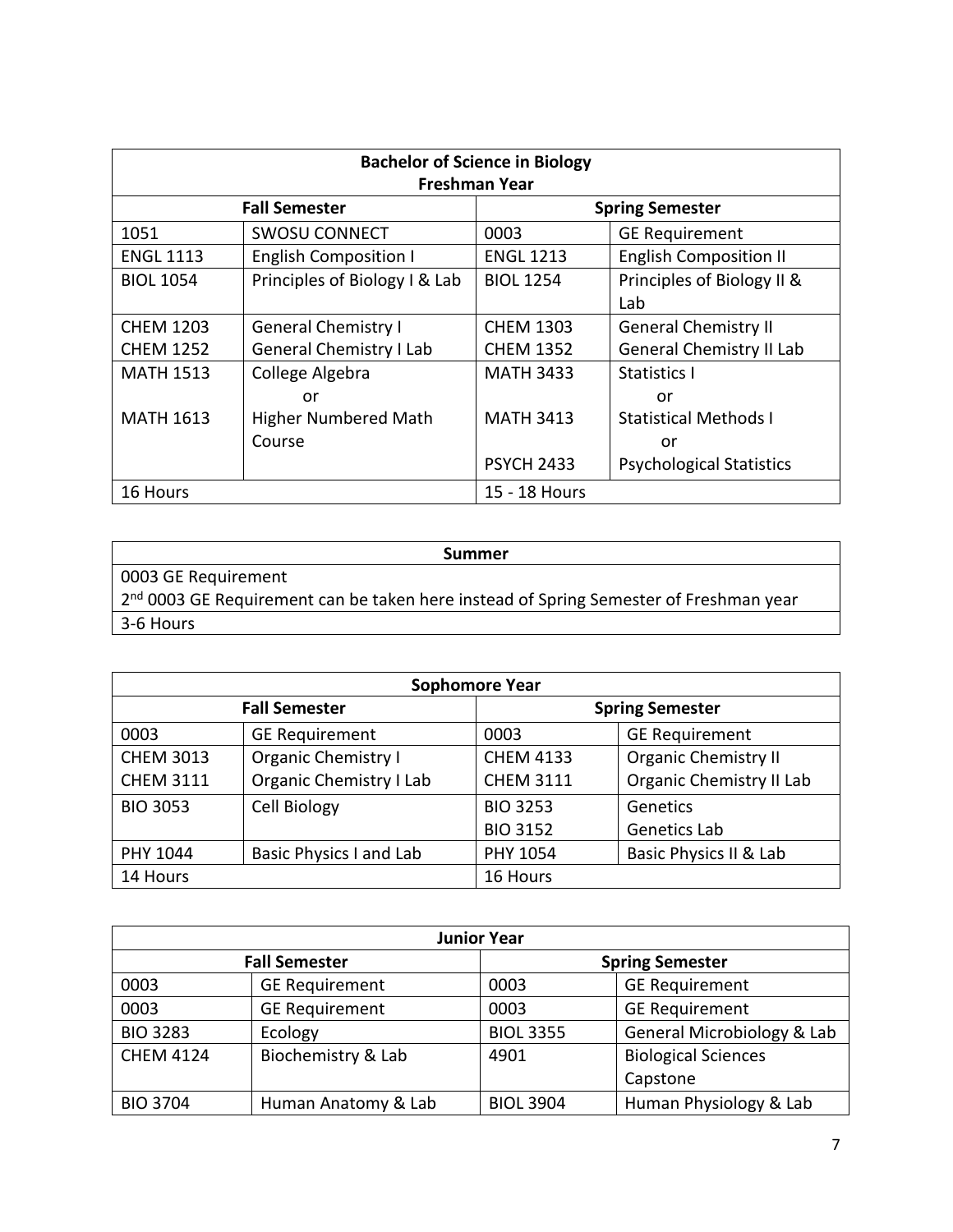| Bachelor of Science in Biology Freshman Year | | | |
|---|---|---|---|
| Fall Semester | | Spring Semester | |
| 1051 | SWOSU CONNECT | 0003 | GE Requirement |
| ENGL 1113 | English Composition I | ENGL 1213 | English Composition II |
| BIOL 1054 | Principles of Biology I & Lab | BIOL 1254 | Principles of Biology II & Lab |
| CHEM 1203<br>CHEM 1252 | General Chemistry I<br>General Chemistry I Lab | CHEM 1303<br>CHEM 1352 | General Chemistry II<br>General Chemistry II Lab |
| MATH 1513<br><br>MATH 1613 | College Algebra<br>or<br>Higher Numbered Math Course | MATH 3433<br><br>MATH 3413<br><br>PSYCH 2433 | Statistics I<br>or<br>Statistical Methods I<br>or<br>Psychological Statistics |
| 16 Hours | | 15 - 18 Hours | |

| Summer |
|---|
| 0003 GE Requirement<br>2nd 0003 GE Requirement can be taken here instead of Spring Semester of Freshman year |
| 3-6 Hours |

| Sophomore Year | | | |
|---|---|---|---|
| Fall Semester | | Spring Semester | |
| 0003 | GE Requirement | 0003 | GE Requirement |
| CHEM 3013<br>CHEM 3111 | Organic Chemistry I<br>Organic Chemistry I Lab | CHEM 4133<br>CHEM 3111 | Organic Chemistry II<br>Organic Chemistry II Lab |
| BIO 3053 | Cell Biology | BIO 3253<br>BIO 3152 | Genetics<br>Genetics Lab |
| PHY 1044 | Basic Physics I and Lab | PHY 1054 | Basic Physics II & Lab |
| 14 Hours | | 16 Hours | |

| Junior Year | | | |
|---|---|---|---|
| Fall Semester | | Spring Semester | |
| 0003 | GE Requirement | 0003 | GE Requirement |
| 0003 | GE Requirement | 0003 | GE Requirement |
| BIO 3283 | Ecology | BIOL 3355 | General Microbiology & Lab |
| CHEM 4124 | Biochemistry & Lab | 4901 | Biological Sciences Capstone |
| BIO 3704 | Human Anatomy & Lab | BIOL 3904 | Human Physiology & Lab |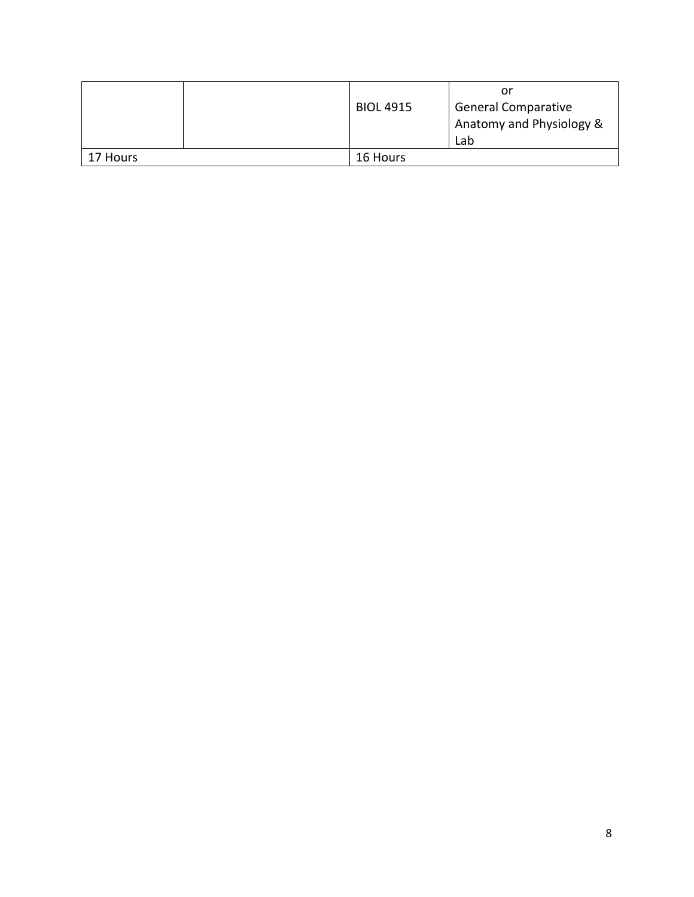| | | | |
|---|---|---|---|
| | | BIOL 4915 | or General Comparative Anatomy and Physiology & Lab |
| 17 Hours | | 16 Hours | |